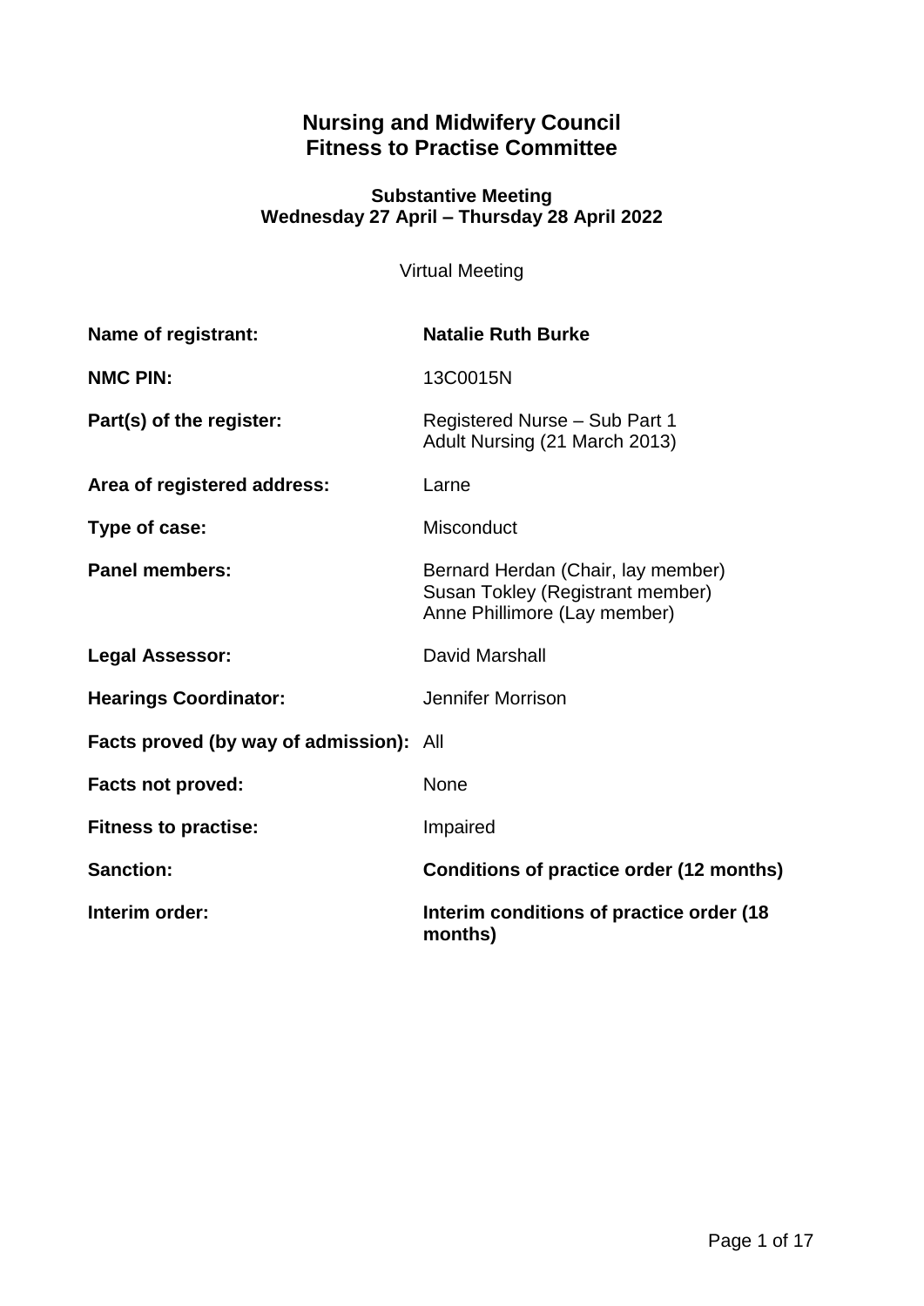# Nursing and Midwifery Council
# Fitness to Practise Committee

### Substantive Meeting
### Wednesday 27 April – Thursday 28 April 2022

Virtual Meeting

| | |
|---|---|
| **Name of registrant:** | **Natalie Ruth Burke** |
| **NMC PIN:** | 13C0015N |
| **Part(s) of the register:** | Registered Nurse – Sub Part 1<br>Adult Nursing (21 March 2013) |
| **Area of registered address:** | Larne |
| **Type of case:** | Misconduct |
| **Panel members:** | Bernard Herdan (Chair, lay member)<br>Susan Tokley (Registrant member)<br>Anne Phillimore (Lay member) |
| **Legal Assessor:** | David Marshall |
| **Hearings Coordinator:** | Jennifer Morrison |
| **Facts proved (by way of admission):** | All |
| **Facts not proved:** | None |
| **Fitness to practise:** | Impaired |
| **Sanction:** | **Conditions of practice order (12 months)** |
| **Interim order:** | **Interim conditions of practice order (18 months)** |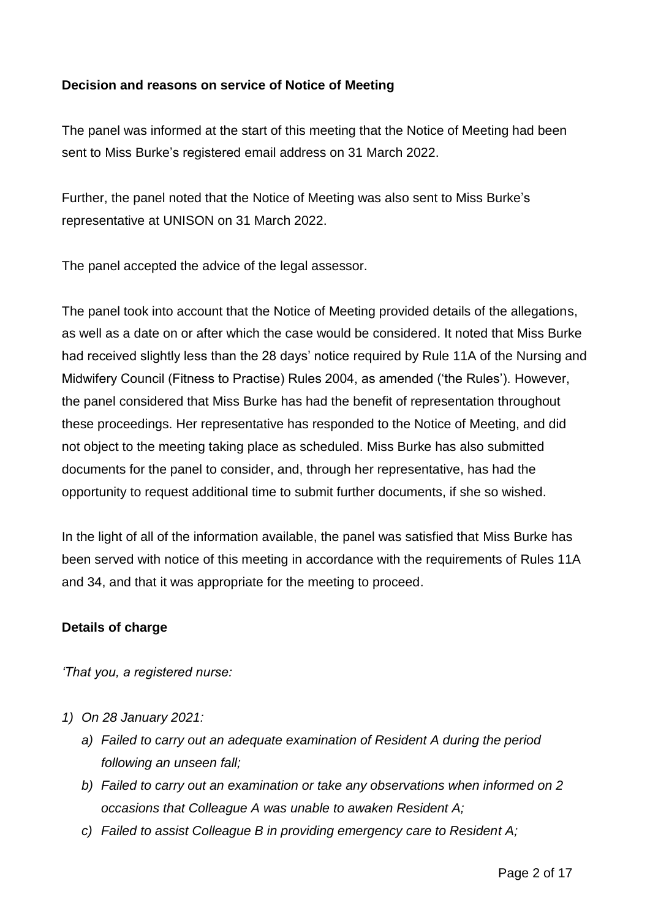**Decision and reasons on service of Notice of Meeting**

The panel was informed at the start of this meeting that the Notice of Meeting had been sent to Miss Burke's registered email address on 31 March 2022.

Further, the panel noted that the Notice of Meeting was also sent to Miss Burke's representative at UNISON on 31 March 2022.

The panel accepted the advice of the legal assessor.

The panel took into account that the Notice of Meeting provided details of the allegations, as well as a date on or after which the case would be considered. It noted that Miss Burke had received slightly less than the 28 days' notice required by Rule 11A of the Nursing and Midwifery Council (Fitness to Practise) Rules 2004, as amended ('the Rules'). However, the panel considered that Miss Burke has had the benefit of representation throughout these proceedings. Her representative has responded to the Notice of Meeting, and did not object to the meeting taking place as scheduled. Miss Burke has also submitted documents for the panel to consider, and, through her representative, has had the opportunity to request additional time to submit further documents, if she so wished.

In the light of all of the information available, the panel was satisfied that Miss Burke has been served with notice of this meeting in accordance with the requirements of Rules 11A and 34, and that it was appropriate for the meeting to proceed.

**Details of charge**

*'That you, a registered nurse:*

1) *On 28 January 2021:*
   a) *Failed to carry out an adequate examination of Resident A during the period following an unseen fall;*
   b) *Failed to carry out an examination or take any observations when informed on 2 occasions that Colleague A was unable to awaken Resident A;*
   c) *Failed to assist Colleague B in providing emergency care to Resident A;*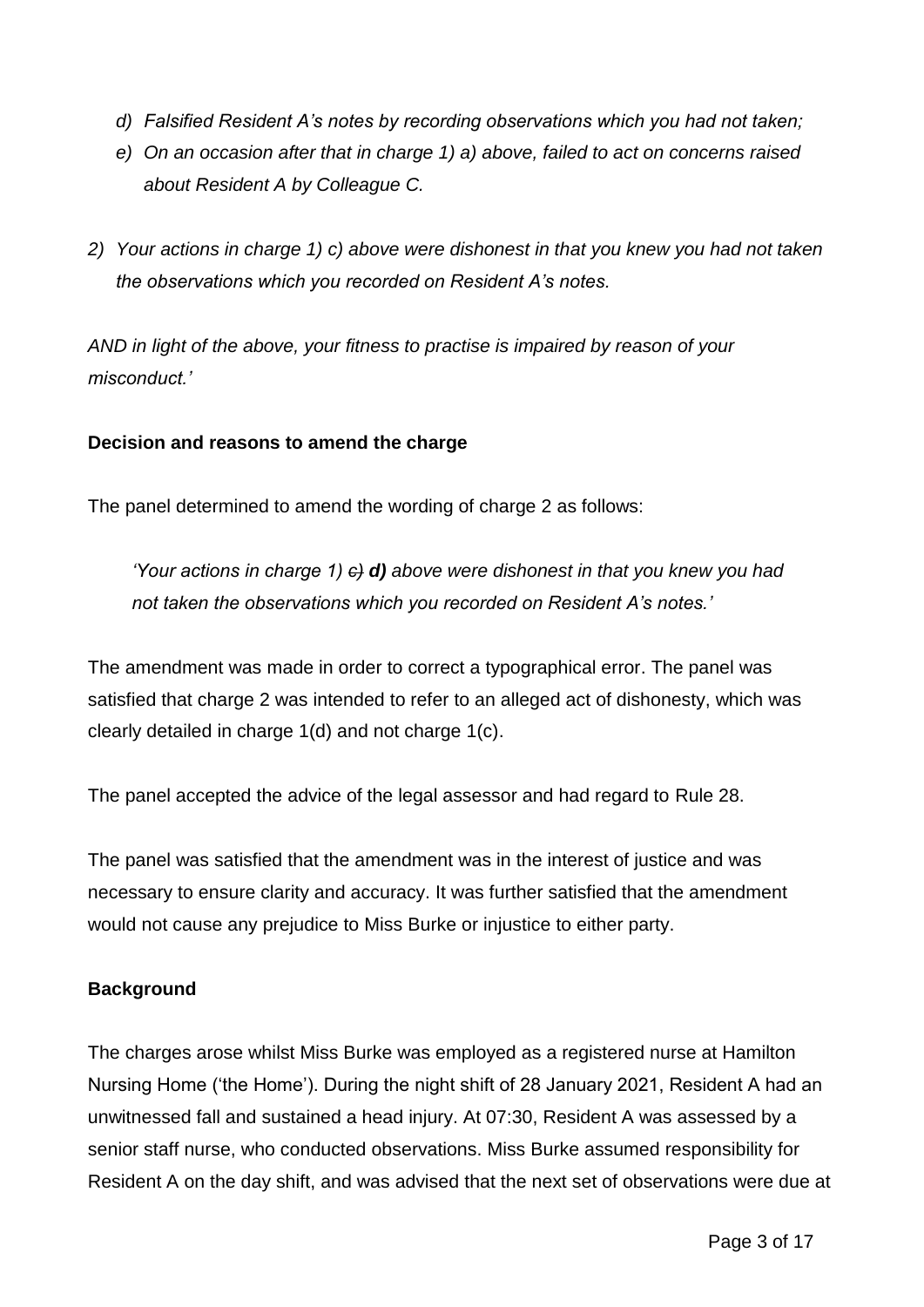*d) Falsified Resident A's notes by recording observations which you had not taken;*

*e) On an occasion after that in charge 1) a) above, failed to act on concerns raised about Resident A by Colleague C.*

*2) Your actions in charge 1) c) above were dishonest in that you knew you had not taken the observations which you recorded on Resident A's notes.*

*AND in light of the above, your fitness to practise is impaired by reason of your misconduct.'*

**Decision and reasons to amend the charge**

The panel determined to amend the wording of charge 2 as follows:

> *'Your actions in charge 1) ~~c)~~ **d)** above were dishonest in that you knew you had not taken the observations which you recorded on Resident A's notes.'*

The amendment was made in order to correct a typographical error. The panel was satisfied that charge 2 was intended to refer to an alleged act of dishonesty, which was clearly detailed in charge 1(d) and not charge 1(c).

The panel accepted the advice of the legal assessor and had regard to Rule 28.

The panel was satisfied that the amendment was in the interest of justice and was necessary to ensure clarity and accuracy. It was further satisfied that the amendment would not cause any prejudice to Miss Burke or injustice to either party.

**Background**

The charges arose whilst Miss Burke was employed as a registered nurse at Hamilton Nursing Home ('the Home'). During the night shift of 28 January 2021, Resident A had an unwitnessed fall and sustained a head injury. At 07:30, Resident A was assessed by a senior staff nurse, who conducted observations. Miss Burke assumed responsibility for Resident A on the day shift, and was advised that the next set of observations were due at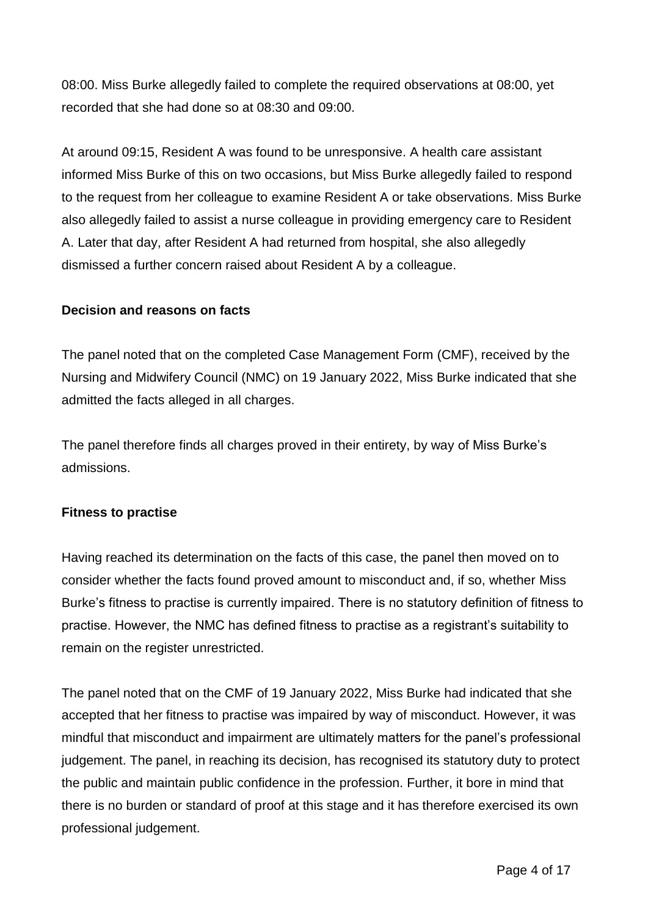08:00. Miss Burke allegedly failed to complete the required observations at 08:00, yet recorded that she had done so at 08:30 and 09:00.

At around 09:15, Resident A was found to be unresponsive. A health care assistant informed Miss Burke of this on two occasions, but Miss Burke allegedly failed to respond to the request from her colleague to examine Resident A or take observations. Miss Burke also allegedly failed to assist a nurse colleague in providing emergency care to Resident A. Later that day, after Resident A had returned from hospital, she also allegedly dismissed a further concern raised about Resident A by a colleague.

**Decision and reasons on facts**

The panel noted that on the completed Case Management Form (CMF), received by the Nursing and Midwifery Council (NMC) on 19 January 2022, Miss Burke indicated that she admitted the facts alleged in all charges.

The panel therefore finds all charges proved in their entirety, by way of Miss Burke's admissions.

**Fitness to practise**

Having reached its determination on the facts of this case, the panel then moved on to consider whether the facts found proved amount to misconduct and, if so, whether Miss Burke's fitness to practise is currently impaired. There is no statutory definition of fitness to practise. However, the NMC has defined fitness to practise as a registrant's suitability to remain on the register unrestricted.

The panel noted that on the CMF of 19 January 2022, Miss Burke had indicated that she accepted that her fitness to practise was impaired by way of misconduct. However, it was mindful that misconduct and impairment are ultimately matters for the panel's professional judgement. The panel, in reaching its decision, has recognised its statutory duty to protect the public and maintain public confidence in the profession. Further, it bore in mind that there is no burden or standard of proof at this stage and it has therefore exercised its own professional judgement.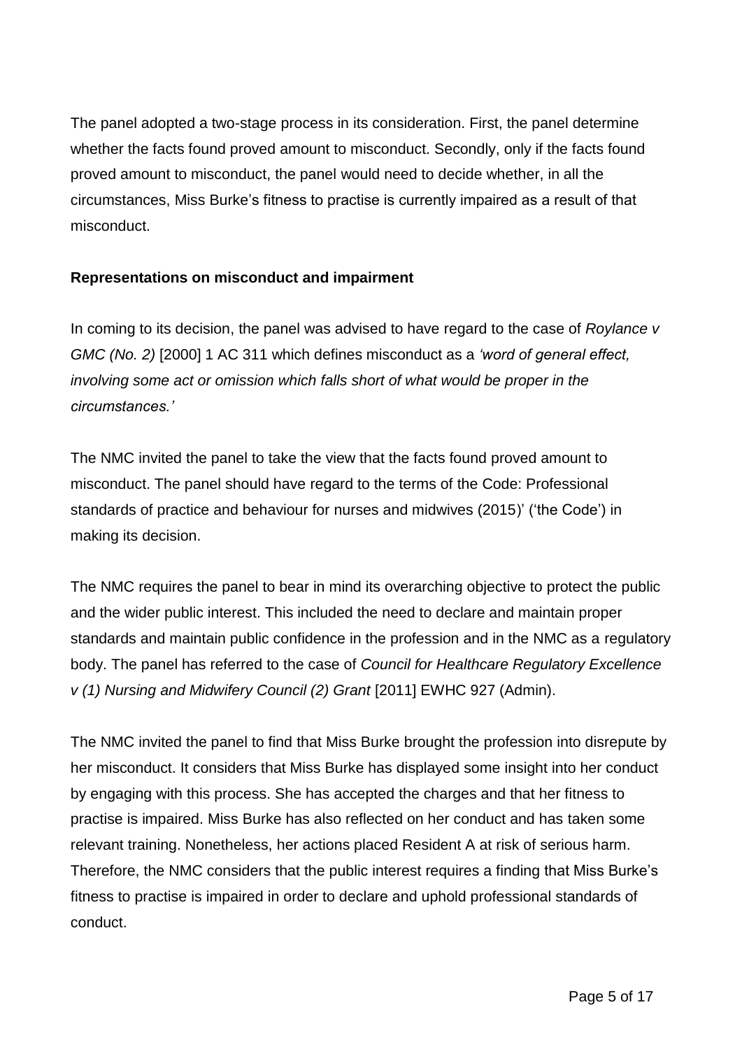The panel adopted a two-stage process in its consideration. First, the panel determine whether the facts found proved amount to misconduct. Secondly, only if the facts found proved amount to misconduct, the panel would need to decide whether, in all the circumstances, Miss Burke's fitness to practise is currently impaired as a result of that misconduct.

**Representations on misconduct and impairment**

In coming to its decision, the panel was advised to have regard to the case of *Roylance v GMC (No. 2)* [2000] 1 AC 311 which defines misconduct as a *'word of general effect, involving some act or omission which falls short of what would be proper in the circumstances.'*

The NMC invited the panel to take the view that the facts found proved amount to misconduct. The panel should have regard to the terms of the Code: Professional standards of practice and behaviour for nurses and midwives (2015)' ('the Code') in making its decision.

The NMC requires the panel to bear in mind its overarching objective to protect the public and the wider public interest. This included the need to declare and maintain proper standards and maintain public confidence in the profession and in the NMC as a regulatory body. The panel has referred to the case of *Council for Healthcare Regulatory Excellence v (1) Nursing and Midwifery Council (2) Grant* [2011] EWHC 927 (Admin).

The NMC invited the panel to find that Miss Burke brought the profession into disrepute by her misconduct. It considers that Miss Burke has displayed some insight into her conduct by engaging with this process. She has accepted the charges and that her fitness to practise is impaired. Miss Burke has also reflected on her conduct and has taken some relevant training. Nonetheless, her actions placed Resident A at risk of serious harm. Therefore, the NMC considers that the public interest requires a finding that Miss Burke's fitness to practise is impaired in order to declare and uphold professional standards of conduct.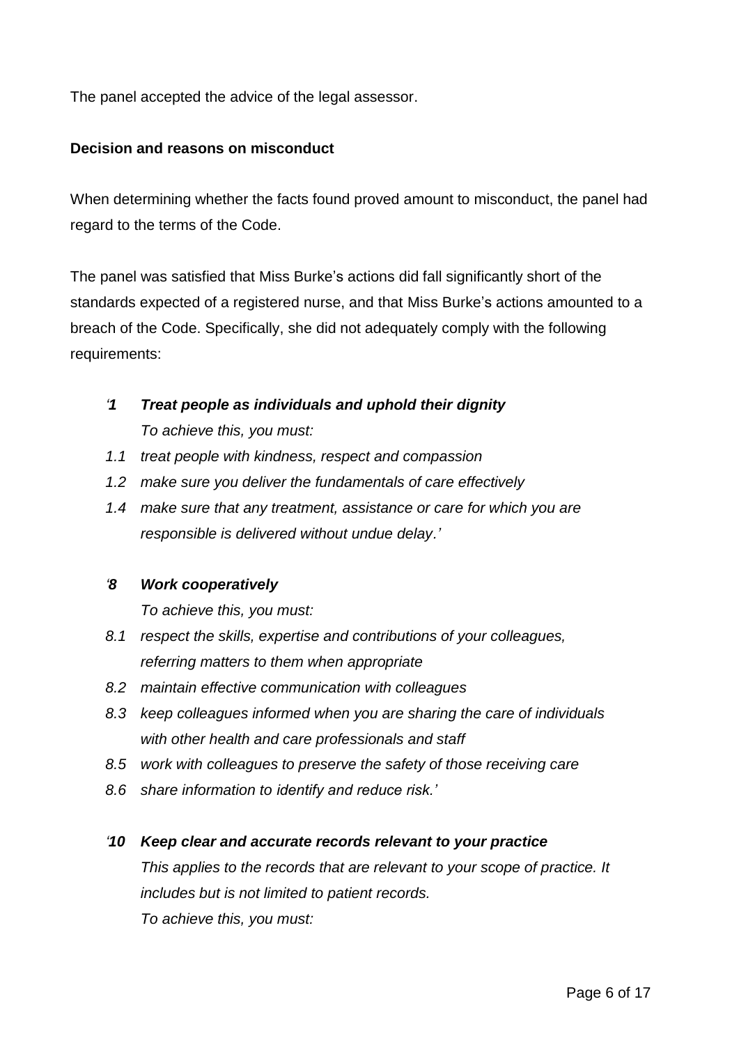The panel accepted the advice of the legal assessor.

**Decision and reasons on misconduct**

When determining whether the facts found proved amount to misconduct, the panel had regard to the terms of the Code.

The panel was satisfied that Miss Burke's actions did fall significantly short of the standards expected of a registered nurse, and that Miss Burke's actions amounted to a breach of the Code. Specifically, she did not adequately comply with the following requirements:

*'**1** **Treat people as individuals and uphold their dignity***
*To achieve this, you must:*
*1.1 treat people with kindness, respect and compassion*
*1.2 make sure you deliver the fundamentals of care effectively*
*1.4 make sure that any treatment, assistance or care for which you are responsible is delivered without undue delay.'*

*'**8** **Work cooperatively***
*To achieve this, you must:*
*8.1 respect the skills, expertise and contributions of your colleagues, referring matters to them when appropriate*
*8.2 maintain effective communication with colleagues*
*8.3 keep colleagues informed when you are sharing the care of individuals with other health and care professionals and staff*
*8.5 work with colleagues to preserve the safety of those receiving care*
*8.6 share information to identify and reduce risk.'*

*'**10** **Keep clear and accurate records relevant to your practice***
*This applies to the records that are relevant to your scope of practice. It includes but is not limited to patient records.*
*To achieve this, you must:*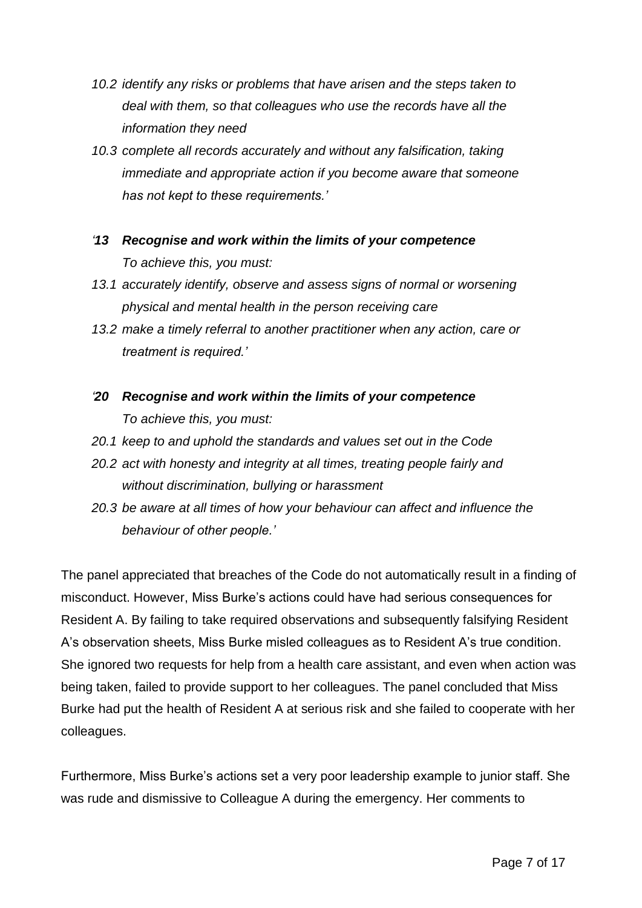*10.2 identify any risks or problems that have arisen and the steps taken to deal with them, so that colleagues who use the records have all the information they need*

*10.3 complete all records accurately and without any falsification, taking immediate and appropriate action if you become aware that someone has not kept to these requirements.'*

*'**13 Recognise and work within the limits of your competence***

*To achieve this, you must:*

*13.1 accurately identify, observe and assess signs of normal or worsening physical and mental health in the person receiving care*

*13.2 make a timely referral to another practitioner when any action, care or treatment is required.'*

*'**20 Recognise and work within the limits of your competence***

*To achieve this, you must:*

*20.1 keep to and uphold the standards and values set out in the Code*

*20.2 act with honesty and integrity at all times, treating people fairly and without discrimination, bullying or harassment*

*20.3 be aware at all times of how your behaviour can affect and influence the behaviour of other people.'*

The panel appreciated that breaches of the Code do not automatically result in a finding of misconduct. However, Miss Burke's actions could have had serious consequences for Resident A. By failing to take required observations and subsequently falsifying Resident A's observation sheets, Miss Burke misled colleagues as to Resident A's true condition. She ignored two requests for help from a health care assistant, and even when action was being taken, failed to provide support to her colleagues. The panel concluded that Miss Burke had put the health of Resident A at serious risk and she failed to cooperate with her colleagues.

Furthermore, Miss Burke's actions set a very poor leadership example to junior staff. She was rude and dismissive to Colleague A during the emergency. Her comments to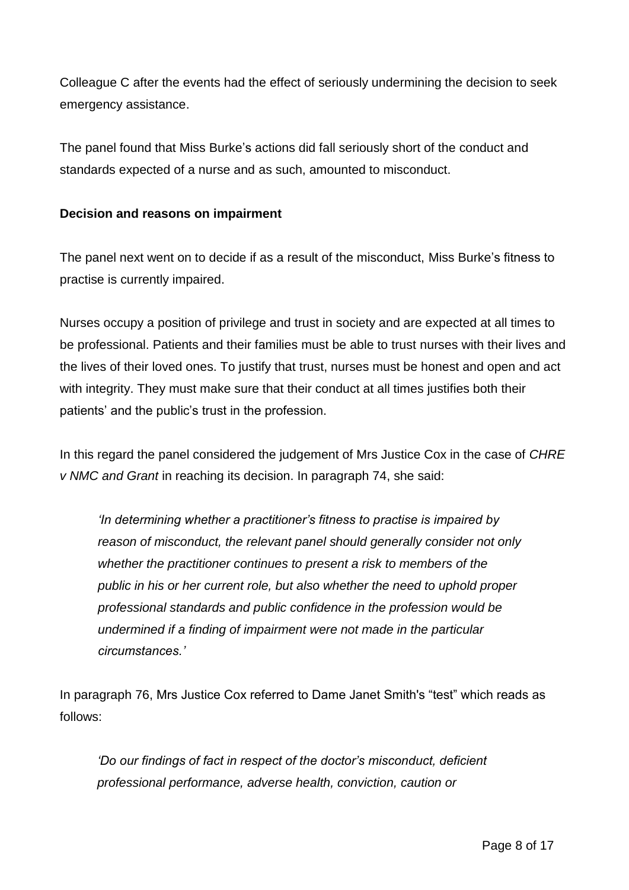Colleague C after the events had the effect of seriously undermining the decision to seek emergency assistance.

The panel found that Miss Burke's actions did fall seriously short of the conduct and standards expected of a nurse and as such, amounted to misconduct.

**Decision and reasons on impairment**

The panel next went on to decide if as a result of the misconduct, Miss Burke's fitness to practise is currently impaired.

Nurses occupy a position of privilege and trust in society and are expected at all times to be professional. Patients and their families must be able to trust nurses with their lives and the lives of their loved ones. To justify that trust, nurses must be honest and open and act with integrity. They must make sure that their conduct at all times justifies both their patients' and the public's trust in the profession.

In this regard the panel considered the judgement of Mrs Justice Cox in the case of *CHRE v NMC and Grant* in reaching its decision. In paragraph 74, she said:

> *'In determining whether a practitioner's fitness to practise is impaired by reason of misconduct, the relevant panel should generally consider not only whether the practitioner continues to present a risk to members of the public in his or her current role, but also whether the need to uphold proper professional standards and public confidence in the profession would be undermined if a finding of impairment were not made in the particular circumstances.'*

In paragraph 76, Mrs Justice Cox referred to Dame Janet Smith's "test" which reads as follows:

> *'Do our findings of fact in respect of the doctor's misconduct, deficient professional performance, adverse health, conviction, caution or*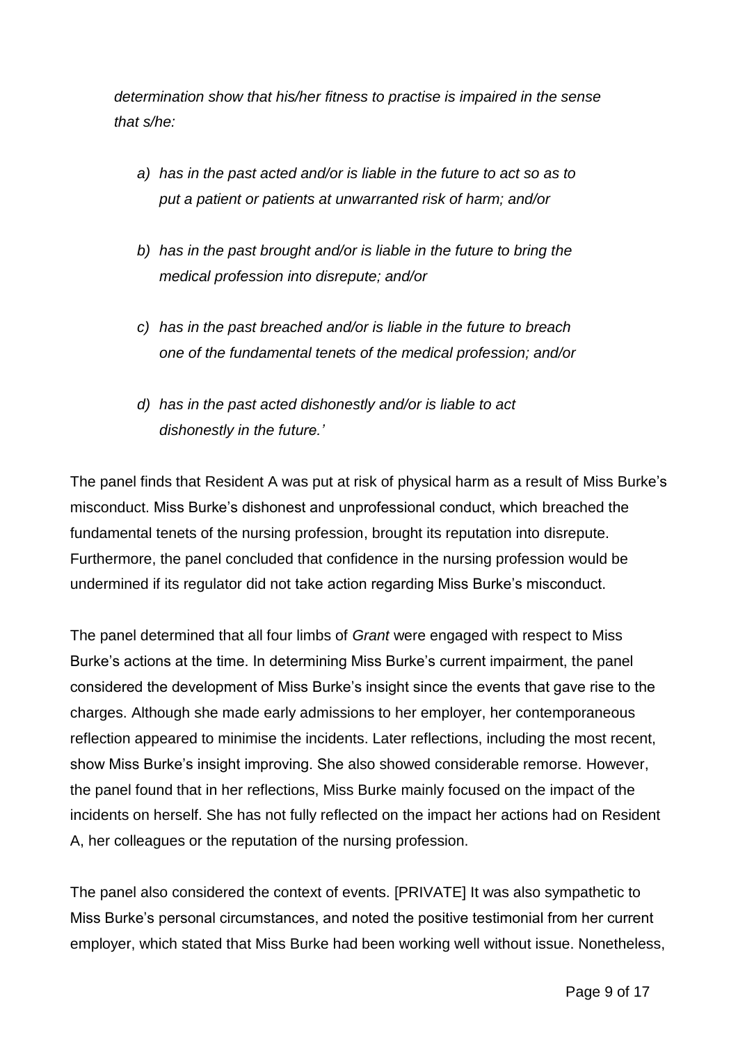*determination show that his/her fitness to practise is impaired in the sense that s/he:*

> *a) has in the past acted and/or is liable in the future to act so as to put a patient or patients at unwarranted risk of harm; and/or*
>
> *b) has in the past brought and/or is liable in the future to bring the medical profession into disrepute; and/or*
>
> *c) has in the past breached and/or is liable in the future to breach one of the fundamental tenets of the medical profession; and/or*
>
> *d) has in the past acted dishonestly and/or is liable to act dishonestly in the future.'*

The panel finds that Resident A was put at risk of physical harm as a result of Miss Burke's misconduct. Miss Burke's dishonest and unprofessional conduct, which breached the fundamental tenets of the nursing profession, brought its reputation into disrepute. Furthermore, the panel concluded that confidence in the nursing profession would be undermined if its regulator did not take action regarding Miss Burke's misconduct.

The panel determined that all four limbs of *Grant* were engaged with respect to Miss Burke's actions at the time. In determining Miss Burke's current impairment, the panel considered the development of Miss Burke's insight since the events that gave rise to the charges. Although she made early admissions to her employer, her contemporaneous reflection appeared to minimise the incidents. Later reflections, including the most recent, show Miss Burke's insight improving. She also showed considerable remorse. However, the panel found that in her reflections, Miss Burke mainly focused on the impact of the incidents on herself. She has not fully reflected on the impact her actions had on Resident A, her colleagues or the reputation of the nursing profession.

The panel also considered the context of events. [PRIVATE] It was also sympathetic to Miss Burke's personal circumstances, and noted the positive testimonial from her current employer, which stated that Miss Burke had been working well without issue. Nonetheless,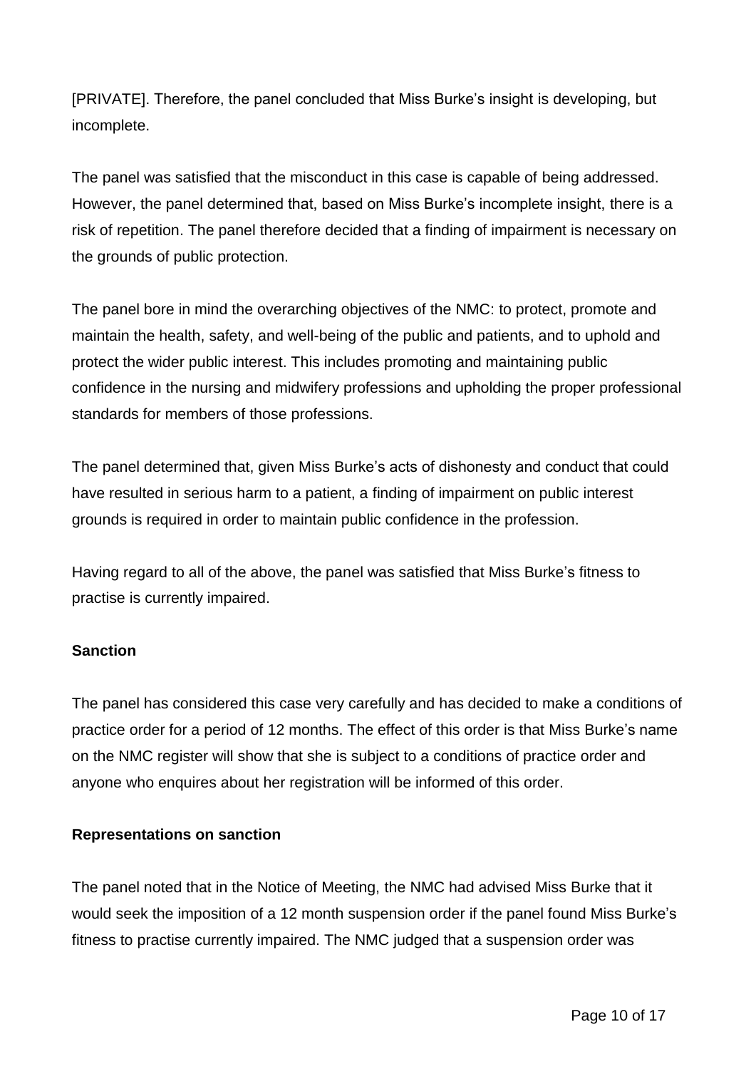[PRIVATE]. Therefore, the panel concluded that Miss Burke's insight is developing, but incomplete.

The panel was satisfied that the misconduct in this case is capable of being addressed. However, the panel determined that, based on Miss Burke's incomplete insight, there is a risk of repetition. The panel therefore decided that a finding of impairment is necessary on the grounds of public protection.

The panel bore in mind the overarching objectives of the NMC: to protect, promote and maintain the health, safety, and well-being of the public and patients, and to uphold and protect the wider public interest. This includes promoting and maintaining public confidence in the nursing and midwifery professions and upholding the proper professional standards for members of those professions.

The panel determined that, given Miss Burke's acts of dishonesty and conduct that could have resulted in serious harm to a patient, a finding of impairment on public interest grounds is required in order to maintain public confidence in the profession.

Having regard to all of the above, the panel was satisfied that Miss Burke's fitness to practise is currently impaired.

**Sanction**

The panel has considered this case very carefully and has decided to make a conditions of practice order for a period of 12 months. The effect of this order is that Miss Burke's name on the NMC register will show that she is subject to a conditions of practice order and anyone who enquires about her registration will be informed of this order.

**Representations on sanction**

The panel noted that in the Notice of Meeting, the NMC had advised Miss Burke that it would seek the imposition of a 12 month suspension order if the panel found Miss Burke's fitness to practise currently impaired. The NMC judged that a suspension order was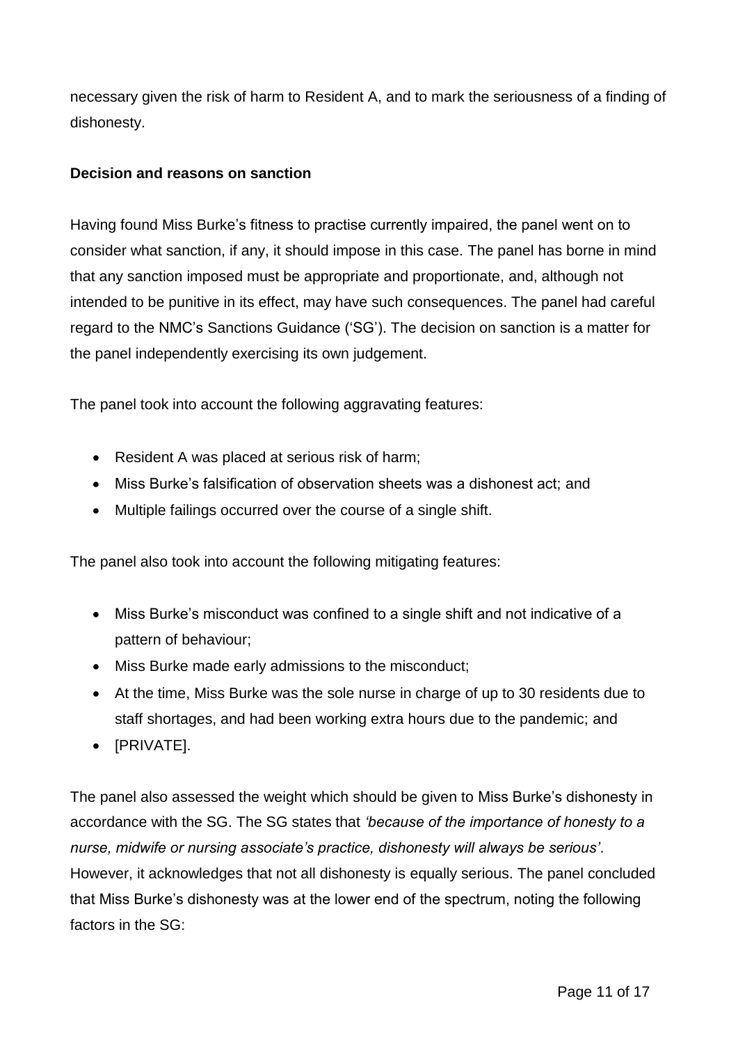necessary given the risk of harm to Resident A, and to mark the seriousness of a finding of dishonesty.

**Decision and reasons on sanction**

Having found Miss Burke's fitness to practise currently impaired, the panel went on to consider what sanction, if any, it should impose in this case. The panel has borne in mind that any sanction imposed must be appropriate and proportionate, and, although not intended to be punitive in its effect, may have such consequences. The panel had careful regard to the NMC's Sanctions Guidance ('SG'). The decision on sanction is a matter for the panel independently exercising its own judgement.

The panel took into account the following aggravating features:

- Resident A was placed at serious risk of harm;
- Miss Burke's falsification of observation sheets was a dishonest act; and
- Multiple failings occurred over the course of a single shift.

The panel also took into account the following mitigating features:

- Miss Burke's misconduct was confined to a single shift and not indicative of a pattern of behaviour;
- Miss Burke made early admissions to the misconduct;
- At the time, Miss Burke was the sole nurse in charge of up to 30 residents due to staff shortages, and had been working extra hours due to the pandemic; and
- [PRIVATE].

The panel also assessed the weight which should be given to Miss Burke's dishonesty in accordance with the SG. The SG states that *'because of the importance of honesty to a nurse, midwife or nursing associate's practice, dishonesty will always be serious'*. However, it acknowledges that not all dishonesty is equally serious. The panel concluded that Miss Burke's dishonesty was at the lower end of the spectrum, noting the following factors in the SG: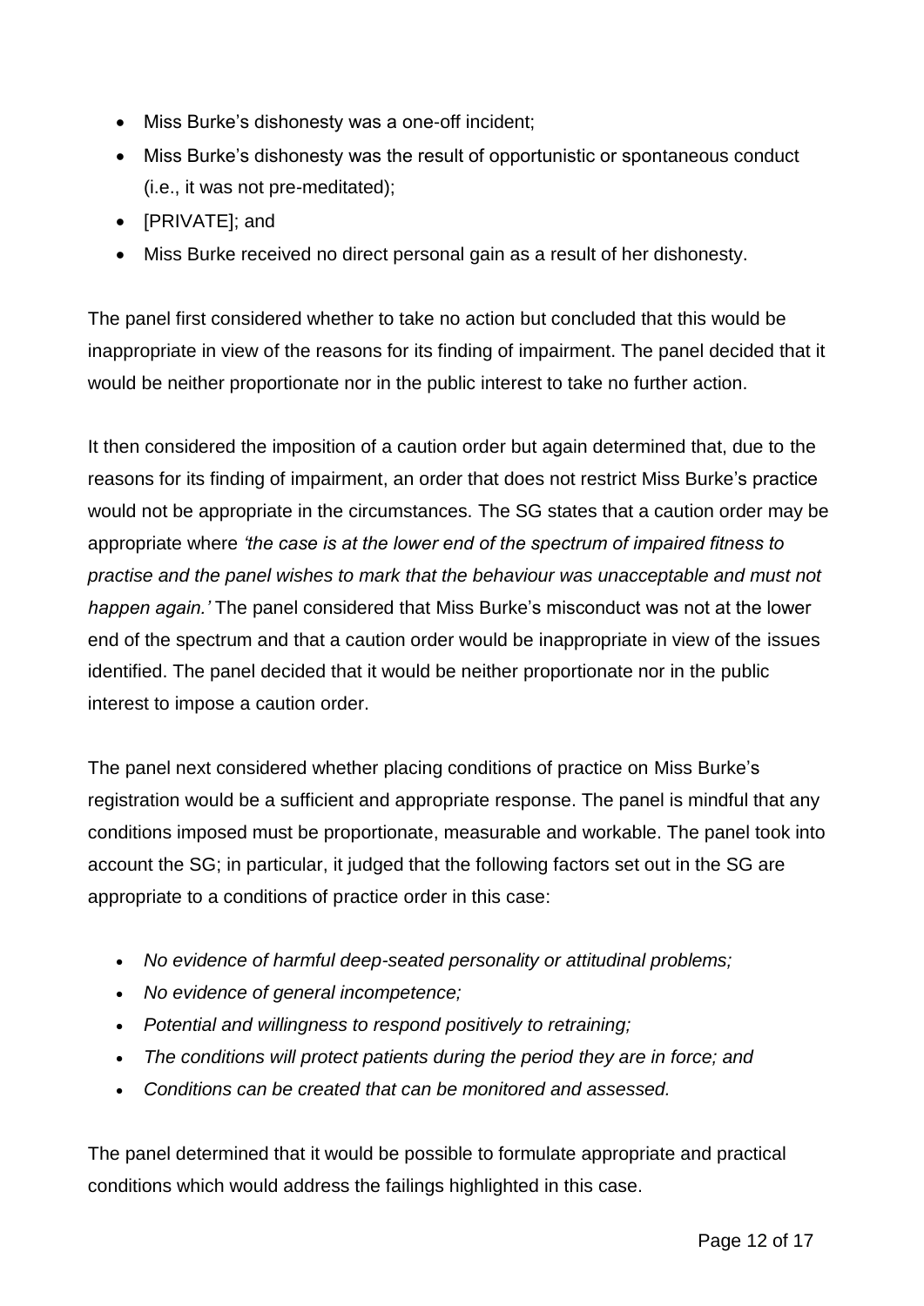- Miss Burke's dishonesty was a one-off incident;
- Miss Burke's dishonesty was the result of opportunistic or spontaneous conduct (i.e., it was not pre-meditated);
- [PRIVATE]; and
- Miss Burke received no direct personal gain as a result of her dishonesty.

The panel first considered whether to take no action but concluded that this would be inappropriate in view of the reasons for its finding of impairment. The panel decided that it would be neither proportionate nor in the public interest to take no further action.

It then considered the imposition of a caution order but again determined that, due to the reasons for its finding of impairment, an order that does not restrict Miss Burke's practice would not be appropriate in the circumstances. The SG states that a caution order may be appropriate where *'the case is at the lower end of the spectrum of impaired fitness to practise and the panel wishes to mark that the behaviour was unacceptable and must not happen again.'* The panel considered that Miss Burke's misconduct was not at the lower end of the spectrum and that a caution order would be inappropriate in view of the issues identified. The panel decided that it would be neither proportionate nor in the public interest to impose a caution order.

The panel next considered whether placing conditions of practice on Miss Burke's registration would be a sufficient and appropriate response. The panel is mindful that any conditions imposed must be proportionate, measurable and workable. The panel took into account the SG; in particular, it judged that the following factors set out in the SG are appropriate to a conditions of practice order in this case:

- *No evidence of harmful deep-seated personality or attitudinal problems;*
- *No evidence of general incompetence;*
- *Potential and willingness to respond positively to retraining;*
- *The conditions will protect patients during the period they are in force; and*
- *Conditions can be created that can be monitored and assessed.*

The panel determined that it would be possible to formulate appropriate and practical conditions which would address the failings highlighted in this case.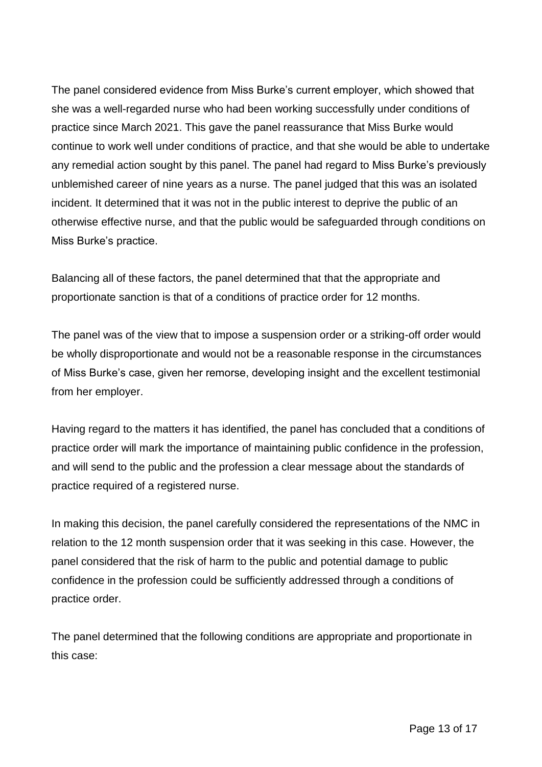The panel considered evidence from Miss Burke's current employer, which showed that she was a well-regarded nurse who had been working successfully under conditions of practice since March 2021. This gave the panel reassurance that Miss Burke would continue to work well under conditions of practice, and that she would be able to undertake any remedial action sought by this panel. The panel had regard to Miss Burke's previously unblemished career of nine years as a nurse. The panel judged that this was an isolated incident. It determined that it was not in the public interest to deprive the public of an otherwise effective nurse, and that the public would be safeguarded through conditions on Miss Burke's practice.

Balancing all of these factors, the panel determined that that the appropriate and proportionate sanction is that of a conditions of practice order for 12 months.

The panel was of the view that to impose a suspension order or a striking-off order would be wholly disproportionate and would not be a reasonable response in the circumstances of Miss Burke's case, given her remorse, developing insight and the excellent testimonial from her employer.

Having regard to the matters it has identified, the panel has concluded that a conditions of practice order will mark the importance of maintaining public confidence in the profession, and will send to the public and the profession a clear message about the standards of practice required of a registered nurse.

In making this decision, the panel carefully considered the representations of the NMC in relation to the 12 month suspension order that it was seeking in this case. However, the panel considered that the risk of harm to the public and potential damage to public confidence in the profession could be sufficiently addressed through a conditions of practice order.

The panel determined that the following conditions are appropriate and proportionate in this case: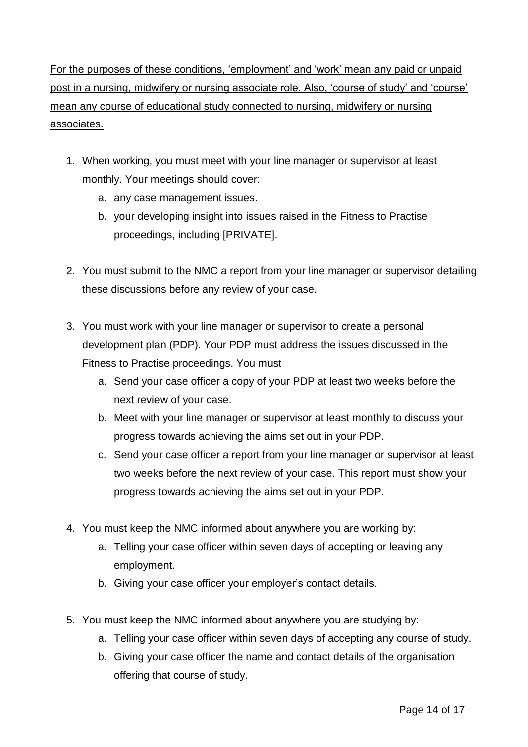<u>For the purposes of these conditions, 'employment' and 'work' mean any paid or unpaid post in a nursing, midwifery or nursing associate role. Also, 'course of study' and 'course' mean any course of educational study connected to nursing, midwifery or nursing associates.</u>

1. When working, you must meet with your line manager or supervisor at least monthly. Your meetings should cover:
   a. any case management issues.
   b. your developing insight into issues raised in the Fitness to Practise proceedings, including [PRIVATE].

2. You must submit to the NMC a report from your line manager or supervisor detailing these discussions before any review of your case.

3. You must work with your line manager or supervisor to create a personal development plan (PDP). Your PDP must address the issues discussed in the Fitness to Practise proceedings. You must
   a. Send your case officer a copy of your PDP at least two weeks before the next review of your case.
   b. Meet with your line manager or supervisor at least monthly to discuss your progress towards achieving the aims set out in your PDP.
   c. Send your case officer a report from your line manager or supervisor at least two weeks before the next review of your case. This report must show your progress towards achieving the aims set out in your PDP.

4. You must keep the NMC informed about anywhere you are working by:
   a. Telling your case officer within seven days of accepting or leaving any employment.
   b. Giving your case officer your employer's contact details.

5. You must keep the NMC informed about anywhere you are studying by:
   a. Telling your case officer within seven days of accepting any course of study.
   b. Giving your case officer the name and contact details of the organisation offering that course of study.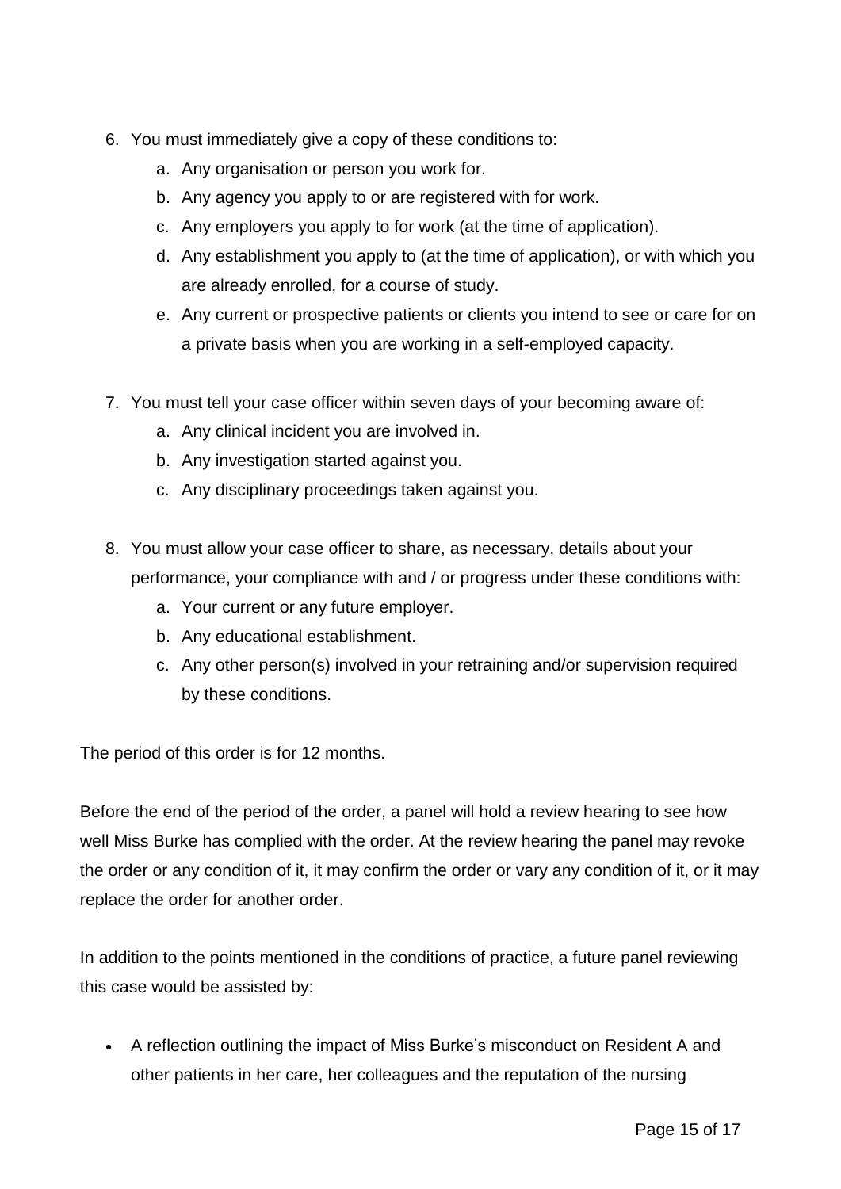6. You must immediately give a copy of these conditions to:
    a. Any organisation or person you work for.
    b. Any agency you apply to or are registered with for work.
    c. Any employers you apply to for work (at the time of application).
    d. Any establishment you apply to (at the time of application), or with which you are already enrolled, for a course of study.
    e. Any current or prospective patients or clients you intend to see or care for on a private basis when you are working in a self-employed capacity.

7. You must tell your case officer within seven days of your becoming aware of:
    a. Any clinical incident you are involved in.
    b. Any investigation started against you.
    c. Any disciplinary proceedings taken against you.

8. You must allow your case officer to share, as necessary, details about your performance, your compliance with and / or progress under these conditions with:
    a. Your current or any future employer.
    b. Any educational establishment.
    c. Any other person(s) involved in your retraining and/or supervision required by these conditions.

The period of this order is for 12 months.

Before the end of the period of the order, a panel will hold a review hearing to see how well Miss Burke has complied with the order. At the review hearing the panel may revoke the order or any condition of it, it may confirm the order or vary any condition of it, or it may replace the order for another order.

In addition to the points mentioned in the conditions of practice, a future panel reviewing this case would be assisted by:

- A reflection outlining the impact of Miss Burke's misconduct on Resident A and other patients in her care, her colleagues and the reputation of the nursing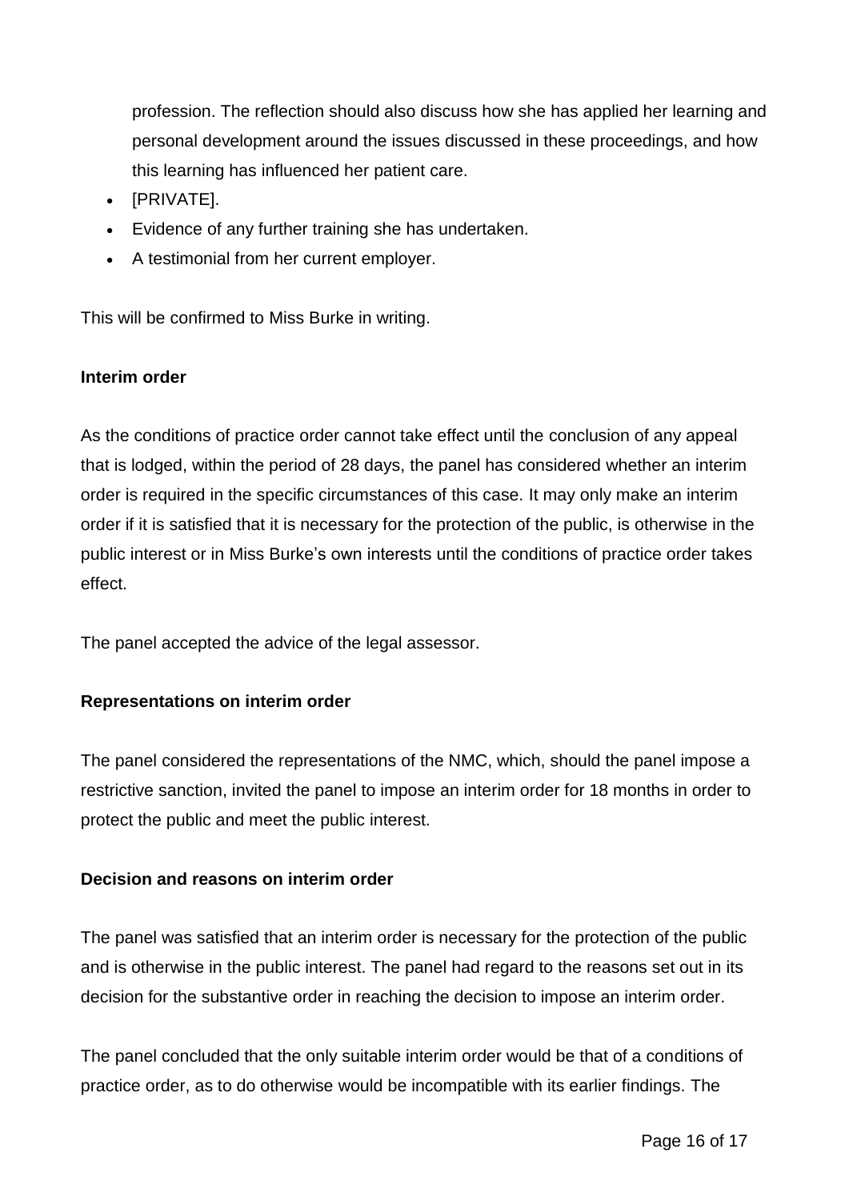profession. The reflection should also discuss how she has applied her learning and personal development around the issues discussed in these proceedings, and how this learning has influenced her patient care.

- [PRIVATE].
- Evidence of any further training she has undertaken.
- A testimonial from her current employer.

This will be confirmed to Miss Burke in writing.

**Interim order**

As the conditions of practice order cannot take effect until the conclusion of any appeal that is lodged, within the period of 28 days, the panel has considered whether an interim order is required in the specific circumstances of this case. It may only make an interim order if it is satisfied that it is necessary for the protection of the public, is otherwise in the public interest or in Miss Burke's own interests until the conditions of practice order takes effect.

The panel accepted the advice of the legal assessor.

**Representations on interim order**

The panel considered the representations of the NMC, which, should the panel impose a restrictive sanction, invited the panel to impose an interim order for 18 months in order to protect the public and meet the public interest.

**Decision and reasons on interim order**

The panel was satisfied that an interim order is necessary for the protection of the public and is otherwise in the public interest. The panel had regard to the reasons set out in its decision for the substantive order in reaching the decision to impose an interim order.

The panel concluded that the only suitable interim order would be that of a conditions of practice order, as to do otherwise would be incompatible with its earlier findings. The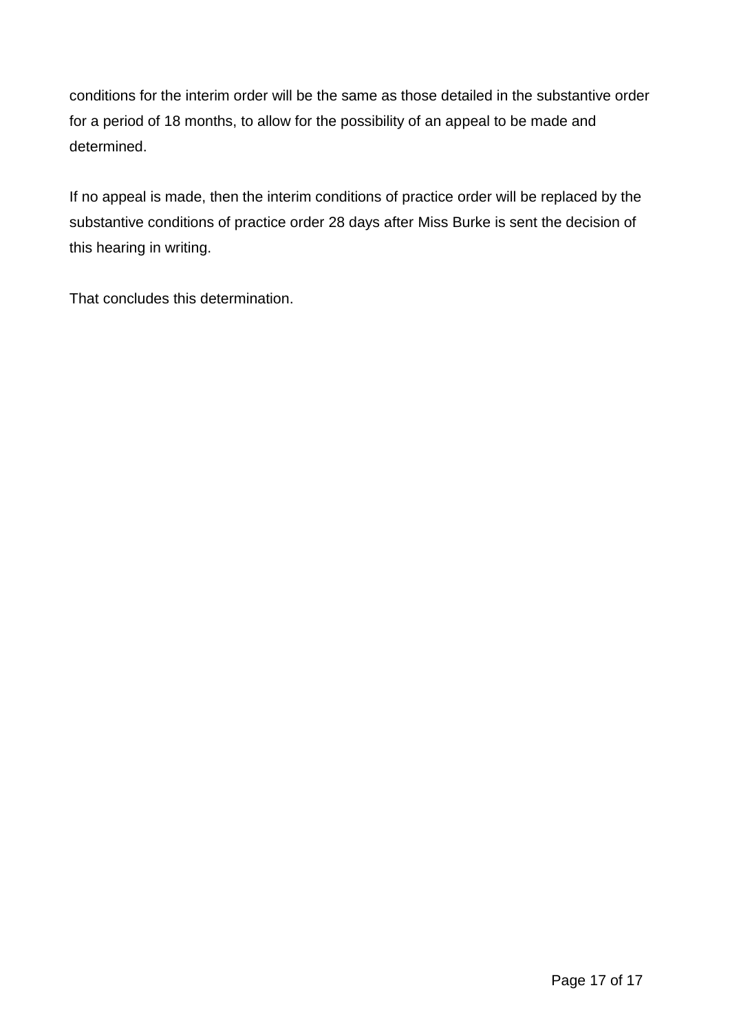conditions for the interim order will be the same as those detailed in the substantive order for a period of 18 months, to allow for the possibility of an appeal to be made and determined.

If no appeal is made, then the interim conditions of practice order will be replaced by the substantive conditions of practice order 28 days after Miss Burke is sent the decision of this hearing in writing.

That concludes this determination.